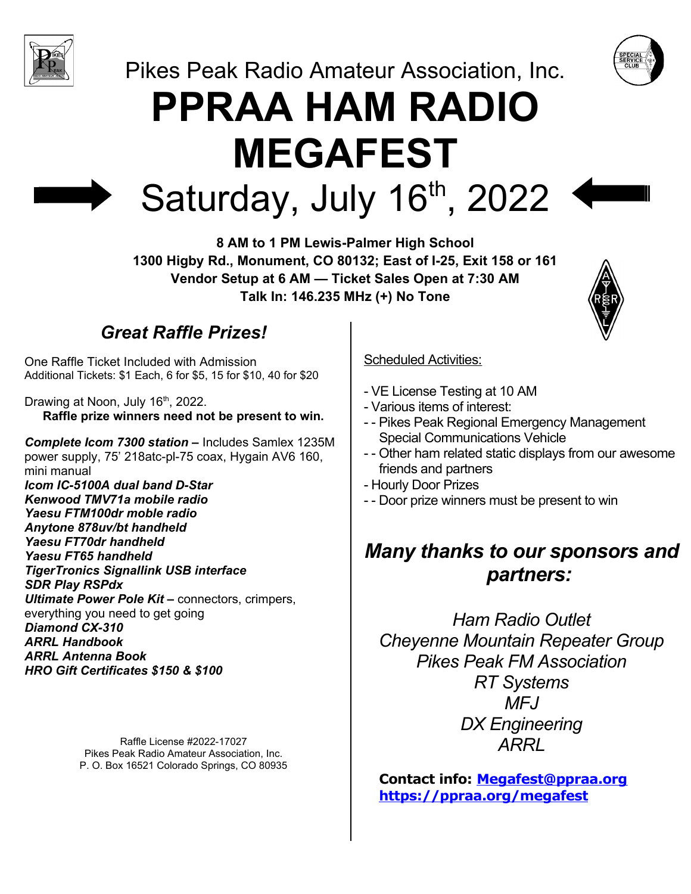Pikes Peak Radio Amateur Association, Inc.

# PPRAA HAM RADIO MEGAFEST

## Saturday, July 16th, 2022

**8 AM to 1 PM Lewis-Palmer High School**
**1300 Higby Rd., Monument, CO 80132; East of I-25, Exit 158 or 161**
**Vendor Setup at 6 AM — Ticket Sales Open at 7:30 AM**
**Talk In: 146.235 MHz (+) No Tone**

### *Great Raffle Prizes!*

One Raffle Ticket Included with Admission
Additional Tickets: $1 Each, 6 for $5, 15 for $10, 40 for $20

Drawing at Noon, July 16th, 2022.
**Raffle prize winners need not be present to win.**

***Complete Icom 7300 station –*** Includes Samlex 1235M power supply, 75' 218atc-pl-75 coax, Hygain AV6 160, mini manual
***Icom IC-5100A dual band D-Star***
***Kenwood TMV71a mobile radio***
***Yaesu FTM100dr moble radio***
***Anytone 878uv/bt handheld***
***Yaesu FT70dr handheld***
***Yaesu FT65 handheld***
***TigerTronics Signallink USB interface***
***SDR Play RSPdx***
***Ultimate Power Pole Kit –*** connectors, crimpers, everything you need to get going
***Diamond CX-310***
***ARRL Handbook***
***ARRL Antenna Book***
***HRO Gift Certificates $150 & $100***

Raffle License #2022-17027
Pikes Peak Radio Amateur Association, Inc.
P. O. Box 16521 Colorado Springs, CO 80935

Scheduled Activities:

- VE License Testing at 10 AM
- Various items of interest:
  - Pikes Peak Regional Emergency Management Special Communications Vehicle
  - Other ham related static displays from our awesome friends and partners
- Hourly Door Prizes
  - Door prize winners must be present to win

### *Many thanks to our sponsors and partners:*

*Ham Radio Outlet*
*Cheyenne Mountain Repeater Group*
*Pikes Peak FM Association*
*RT Systems*
*MFJ*
*DX Engineering*
*ARRL*

**Contact info: Megafest@ppraa.org**
**https://ppraa.org/megafest**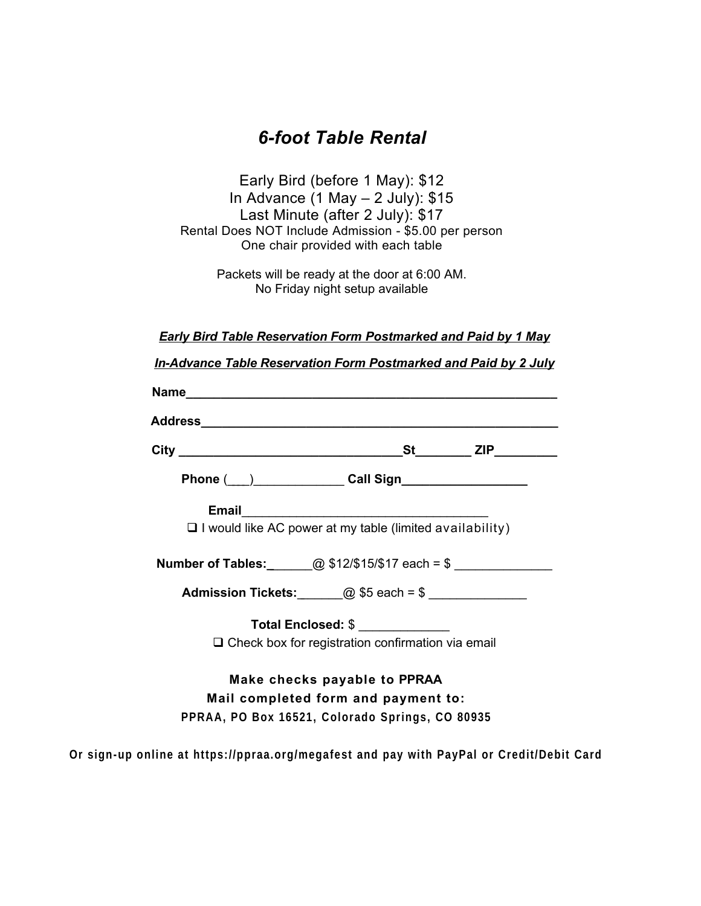# *6-foot Table Rental*

Early Bird (before 1 May): $12
In Advance (1 May – 2 July): $15
Last Minute (after 2 July): $17
Rental Does NOT Include Admission - $5.00 per person
One chair provided with each table

Packets will be ready at the door at 6:00 AM.
No Friday night setup available

***Early Bird Table Reservation Form Postmarked and Paid by 1 May***

***In-Advance Table Reservation Form Postmarked and Paid by 2 July***

**Name**_______________________________________________________

**Address**_____________________________________________________

**City** ________________________________**St**________ **ZIP**_________

**Phone** (___)_____________ **Call Sign**__________________

**Email**____________________________________

❑ I would like AC power at my table (limited availability)

**Number of Tables:**______@ $12/$15/$17 each = $ ______________

**Admission Tickets:**______@ $5 each = $ ______________

**Total Enclosed:** $ _____________

❑ Check box for registration confirmation via email

**Make checks payable to PPRAA**
**Mail completed form and payment to:**
**PPRAA, PO Box 16521, Colorado Springs, CO 80935**

**Or sign-up online at https://ppraa.org/megafest and pay with PayPal or Credit/Debit Card**